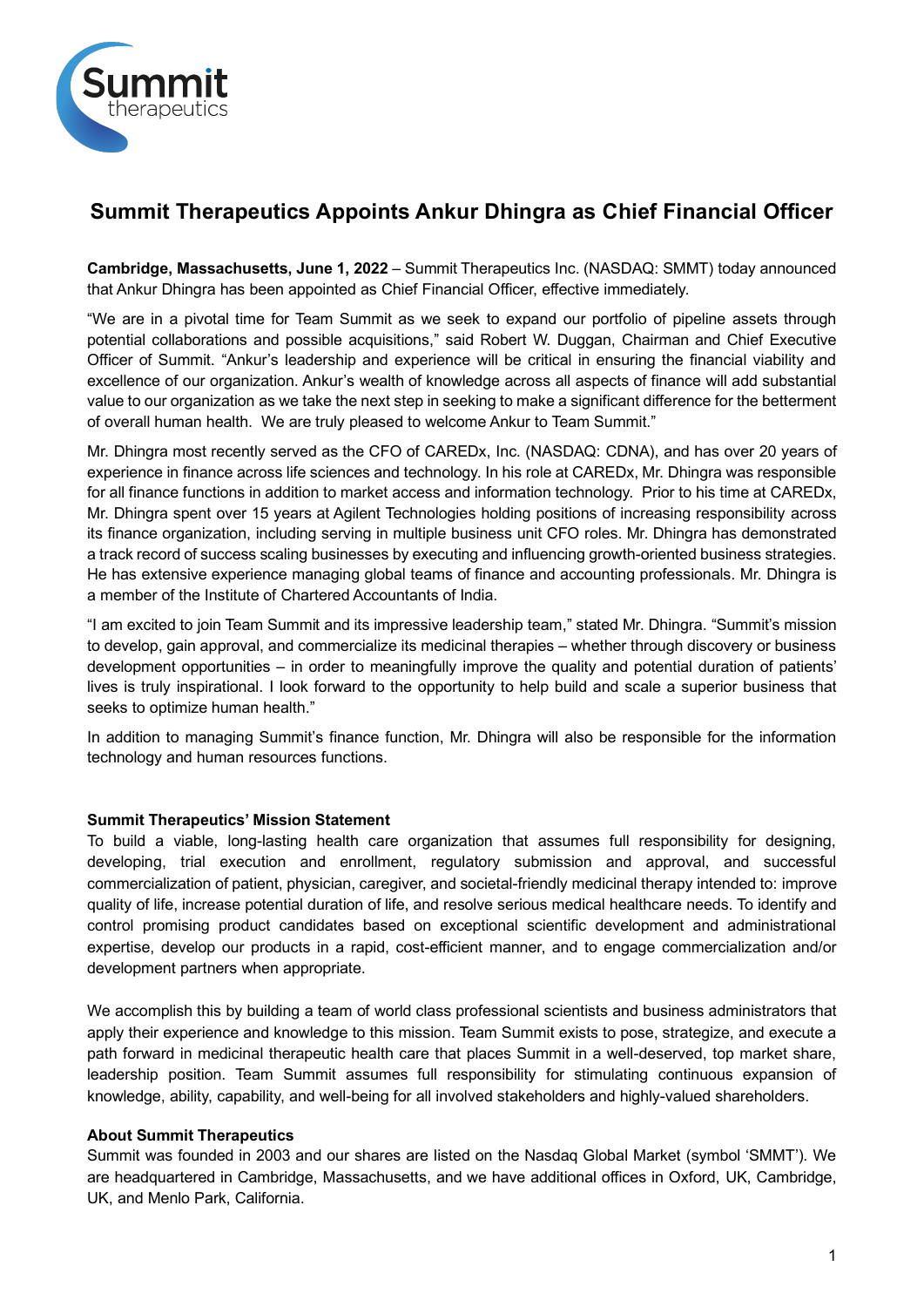# Summit Therapeutics Appoints Ankur Dhingra as Chief Financial Officer

**Cambridge, Massachusetts, June 1, 2022** – Summit Therapeutics Inc. (NASDAQ: SMMT) today announced that Ankur Dhingra has been appointed as Chief Financial Officer, effective immediately.

"We are in a pivotal time for Team Summit as we seek to expand our portfolio of pipeline assets through potential collaborations and possible acquisitions," said Robert W. Duggan, Chairman and Chief Executive Officer of Summit. "Ankur's leadership and experience will be critical in ensuring the financial viability and excellence of our organization. Ankur's wealth of knowledge across all aspects of finance will add substantial value to our organization as we take the next step in seeking to make a significant difference for the betterment of overall human health. We are truly pleased to welcome Ankur to Team Summit."

Mr. Dhingra most recently served as the CFO of CAREDx, Inc. (NASDAQ: CDNA), and has over 20 years of experience in finance across life sciences and technology. In his role at CAREDx, Mr. Dhingra was responsible for all finance functions in addition to market access and information technology. Prior to his time at CAREDx, Mr. Dhingra spent over 15 years at Agilent Technologies holding positions of increasing responsibility across its finance organization, including serving in multiple business unit CFO roles. Mr. Dhingra has demonstrated a track record of success scaling businesses by executing and influencing growth-oriented business strategies. He has extensive experience managing global teams of finance and accounting professionals. Mr. Dhingra is a member of the Institute of Chartered Accountants of India.

"I am excited to join Team Summit and its impressive leadership team," stated Mr. Dhingra. "Summit's mission to develop, gain approval, and commercialize its medicinal therapies – whether through discovery or business development opportunities – in order to meaningfully improve the quality and potential duration of patients' lives is truly inspirational. I look forward to the opportunity to help build and scale a superior business that seeks to optimize human health."

In addition to managing Summit's finance function, Mr. Dhingra will also be responsible for the information technology and human resources functions.

**Summit Therapeutics' Mission Statement**

To build a viable, long-lasting health care organization that assumes full responsibility for designing, developing, trial execution and enrollment, regulatory submission and approval, and successful commercialization of patient, physician, caregiver, and societal-friendly medicinal therapy intended to: improve quality of life, increase potential duration of life, and resolve serious medical healthcare needs. To identify and control promising product candidates based on exceptional scientific development and administrational expertise, develop our products in a rapid, cost-efficient manner, and to engage commercialization and/or development partners when appropriate.

We accomplish this by building a team of world class professional scientists and business administrators that apply their experience and knowledge to this mission. Team Summit exists to pose, strategize, and execute a path forward in medicinal therapeutic health care that places Summit in a well-deserved, top market share, leadership position. Team Summit assumes full responsibility for stimulating continuous expansion of knowledge, ability, capability, and well-being for all involved stakeholders and highly-valued shareholders.

**About Summit Therapeutics**

Summit was founded in 2003 and our shares are listed on the Nasdaq Global Market (symbol 'SMMT'). We are headquartered in Cambridge, Massachusetts, and we have additional offices in Oxford, UK, Cambridge, UK, and Menlo Park, California.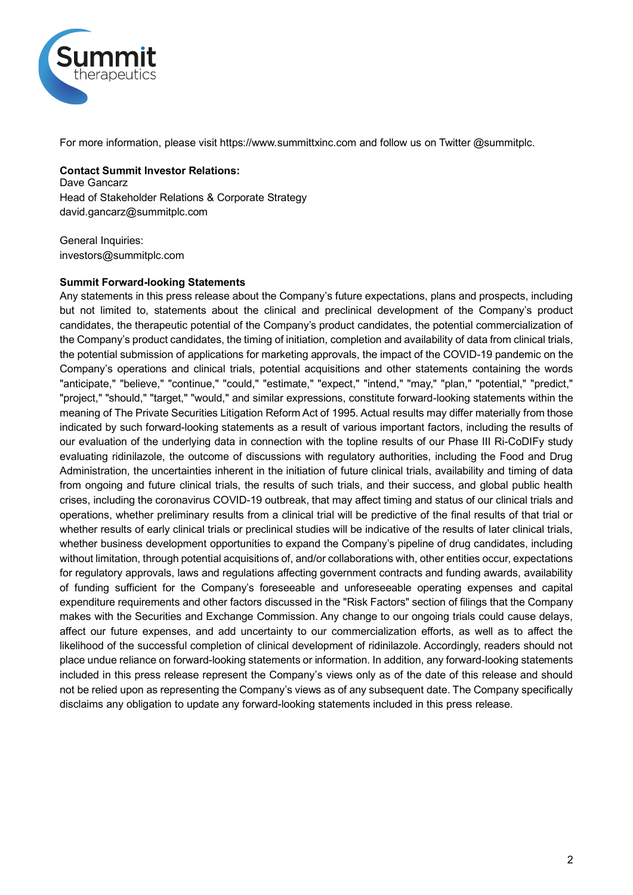For more information, please visit https://www.summittxinc.com and follow us on Twitter @summitplc.

**Contact Summit Investor Relations:**
Dave Gancarz
Head of Stakeholder Relations & Corporate Strategy
david.gancarz@summitplc.com

General Inquiries:
investors@summitplc.com

**Summit Forward-looking Statements**

Any statements in this press release about the Company's future expectations, plans and prospects, including but not limited to, statements about the clinical and preclinical development of the Company's product candidates, the therapeutic potential of the Company's product candidates, the potential commercialization of the Company's product candidates, the timing of initiation, completion and availability of data from clinical trials, the potential submission of applications for marketing approvals, the impact of the COVID-19 pandemic on the Company's operations and clinical trials, potential acquisitions and other statements containing the words "anticipate," "believe," "continue," "could," "estimate," "expect," "intend," "may," "plan," "potential," "predict," "project," "should," "target," "would," and similar expressions, constitute forward-looking statements within the meaning of The Private Securities Litigation Reform Act of 1995. Actual results may differ materially from those indicated by such forward-looking statements as a result of various important factors, including the results of our evaluation of the underlying data in connection with the topline results of our Phase III Ri-CoDIFy study evaluating ridinilazole, the outcome of discussions with regulatory authorities, including the Food and Drug Administration, the uncertainties inherent in the initiation of future clinical trials, availability and timing of data from ongoing and future clinical trials, the results of such trials, and their success, and global public health crises, including the coronavirus COVID-19 outbreak, that may affect timing and status of our clinical trials and operations, whether preliminary results from a clinical trial will be predictive of the final results of that trial or whether results of early clinical trials or preclinical studies will be indicative of the results of later clinical trials, whether business development opportunities to expand the Company's pipeline of drug candidates, including without limitation, through potential acquisitions of, and/or collaborations with, other entities occur, expectations for regulatory approvals, laws and regulations affecting government contracts and funding awards, availability of funding sufficient for the Company's foreseeable and unforeseeable operating expenses and capital expenditure requirements and other factors discussed in the "Risk Factors" section of filings that the Company makes with the Securities and Exchange Commission. Any change to our ongoing trials could cause delays, affect our future expenses, and add uncertainty to our commercialization efforts, as well as to affect the likelihood of the successful completion of clinical development of ridinilazole. Accordingly, readers should not place undue reliance on forward-looking statements or information. In addition, any forward-looking statements included in this press release represent the Company's views only as of the date of this release and should not be relied upon as representing the Company's views as of any subsequent date. The Company specifically disclaims any obligation to update any forward-looking statements included in this press release.